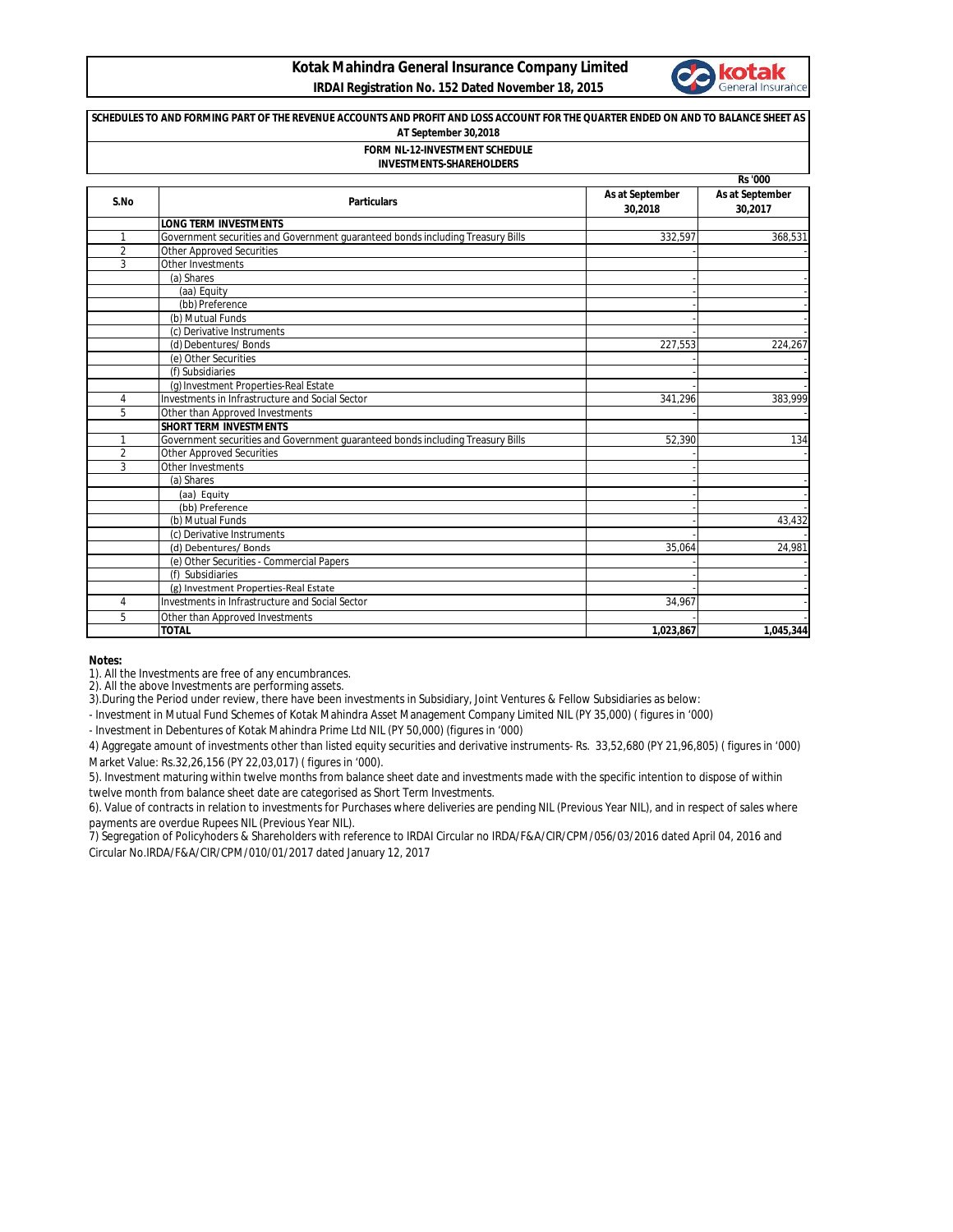# Kotak Mahindra General Insurance Company Limited

**IRDAI Registration No. 152 Dated November 18, 2015**

**SCHEDULES TO AND FORMING PART OF THE REVENUE ACCOUNTS AND PROFIT AND LOSS ACCOUNT FOR THE QUARTER ENDED ON AND TO BALANCE SHEET AS AT September 30,2018**

**FORM NL-12-INVESTMENT SCHEDULE**

**INVESTMENTS-SHAREHOLDERS**

Rs '000

| S.No | Particulars | As at September 30,2018 | As at September 30,2017 |
|---|---|---|---|
| | **LONG TERM INVESTMENTS** | | |
| 1 | Government securities and Government guaranteed bonds including Treasury Bills | 332,597 | 368,531 |
| 2 | Other Approved Securities | - | - |
| 3 | Other Investments | | |
| | (a) Shares | - | - |
| | (aa) Equity | - | - |
| | (bb) Preference | - | - |
| | (b) Mutual Funds | - | - |
| | (c) Derivative Instruments | - | - |
| | (d) Debentures/ Bonds | 227,553 | 224,267 |
| | (e) Other Securities | - | - |
| | (f) Subsidiaries | - | - |
| | (g) Investment Properties-Real Estate | - | - |
| 4 | Investments in Infrastructure and Social Sector | 341,296 | 383,999 |
| 5 | Other than Approved Investments | - | - |
| | **SHORT TERM INVESTMENTS** | | |
| 1 | Government securities and Government guaranteed bonds including Treasury Bills | 52,390 | 134 |
| 2 | Other Approved Securities | - | - |
| 3 | Other Investments | - | |
| | (a) Shares | - | - |
| | (aa) Equity | - | - |
| | (bb) Preference | - | - |
| | (b) Mutual Funds | - | 43,432 |
| | (c) Derivative Instruments | - | - |
| | (d) Debentures/ Bonds | 35,064 | 24,981 |
| | (e) Other Securities - Commercial Papers | - | - |
| | (f) Subsidiaries | - | - |
| | (g) Investment Properties-Real Estate | - | - |
| 4 | Investments in Infrastructure and Social Sector | 34,967 | - |
| 5 | Other than Approved Investments | - | - |
| | **TOTAL** | **1,023,867** | **1,045,344** |

**Notes:**

1). All the Investments are free of any encumbrances.

2). All the above Investments are performing assets.

3).During the Period under review, there have been investments in Subsidiary, Joint Ventures & Fellow Subsidiaries as below:

- Investment in Mutual Fund Schemes of Kotak Mahindra Asset Management Company Limited NIL (PY 35,000) ( figures in '000)
- Investment in Debentures of Kotak Mahindra Prime Ltd NIL (PY 50,000) (figures in '000)

4) Aggregate amount of investments other than listed equity securities and derivative instruments- Rs. 33,52,680 (PY 21,96,805) ( figures in '000) Market Value: Rs.32,26,156 (PY 22,03,017) ( figures in '000).

5). Investment maturing within twelve months from balance sheet date and investments made with the specific intention to dispose of within twelve month from balance sheet date are categorised as Short Term Investments.

6). Value of contracts in relation to investments for Purchases where deliveries are pending NIL (Previous Year NIL), and in respect of sales where payments are overdue Rupees NIL (Previous Year NIL).

7) Segregation of Policyholders & Shareholders with reference to IRDAI Circular no IRDA/F&A/CIR/CPM/056/03/2016 dated April 04, 2016 and Circular No.IRDA/F&A/CIR/CPM/010/01/2017 dated January 12, 2017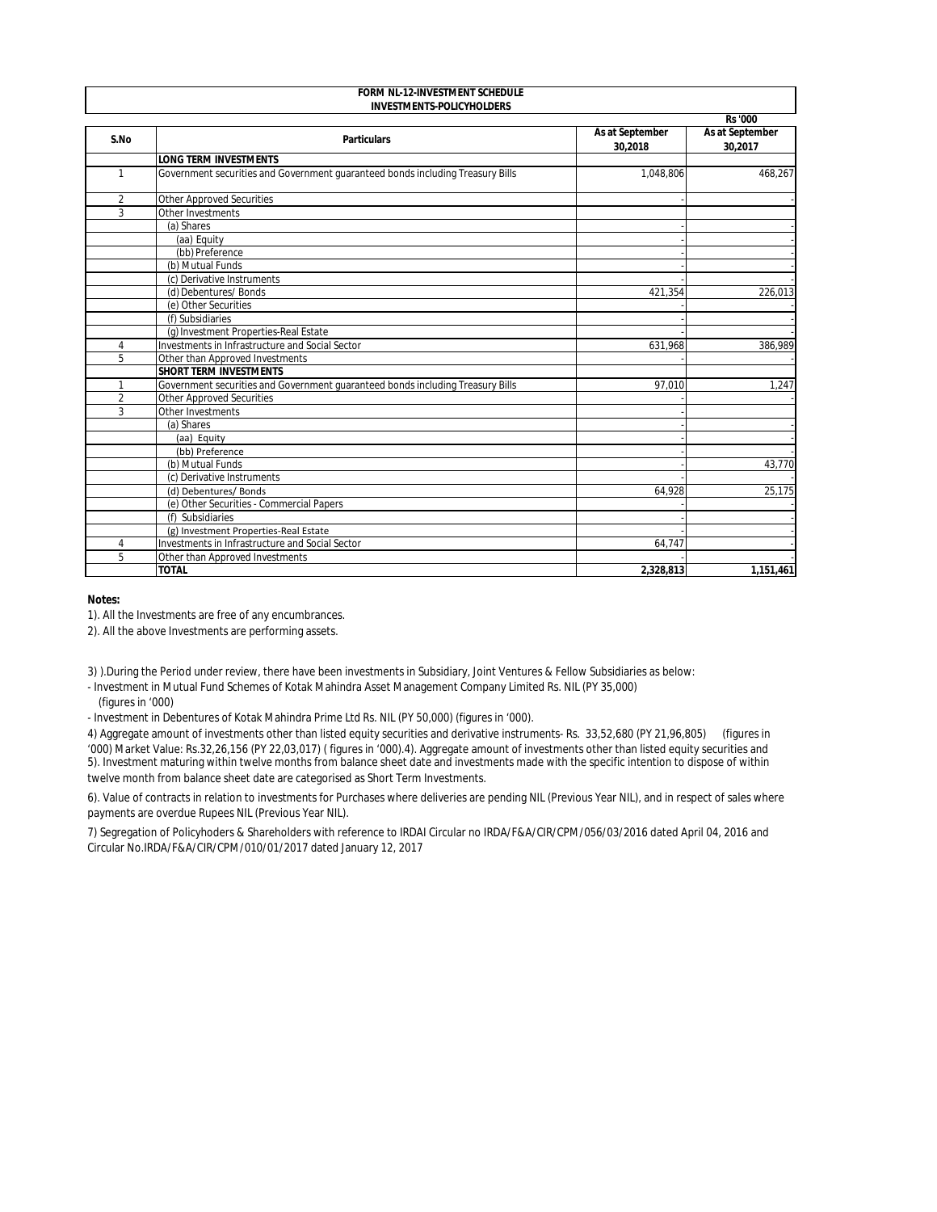# FORM NL-12-INVESTMENT SCHEDULE
## INVESTMENTS-POLICYHOLDERS

Rs '000

| S.No | Particulars | As at September 30,2018 | As at September 30,2017 |
|---|---|---|---|
| | **LONG TERM INVESTMENTS** | | |
| 1 | Government securities and Government guaranteed bonds including Treasury Bills | 1,048,806 | 468,267 |
| 2 | Other Approved Securities | - | - |
| 3 | Other Investments | | |
| | (a) Shares | - | - |
| | (aa) Equity | - | - |
| | (bb) Preference | - | - |
| | (b) Mutual Funds | - | - |
| | (c) Derivative Instruments | - | - |
| | (d) Debentures/ Bonds | 421,354 | 226,013 |
| | (e) Other Securities | - | - |
| | (f) Subsidiaries | - | - |
| | (g) Investment Properties-Real Estate | - | - |
| 4 | Investments in Infrastructure and Social Sector | 631,968 | 386,989 |
| 5 | Other than Approved Investments | - | - |
| | **SHORT TERM INVESTMENTS** | | |
| 1 | Government securities and Government guaranteed bonds including Treasury Bills | 97,010 | 1,247 |
| 2 | Other Approved Securities | - | - |
| 3 | Other Investments | - | |
| | (a) Shares | - | - |
| | (aa) Equity | - | - |
| | (bb) Preference | - | - |
| | (b) Mutual Funds | - | 43,770 |
| | (c) Derivative Instruments | - | - |
| | (d) Debentures/ Bonds | 64,928 | 25,175 |
| | (e) Other Securities - Commercial Papers | - | - |
| | (f) Subsidiaries | - | - |
| | (g) Investment Properties-Real Estate | - | - |
| 4 | Investments in Infrastructure and Social Sector | 64,747 | - |
| 5 | Other than Approved Investments | - | - |
| | **TOTAL** | **2,328,813** | **1,151,461** |

**Notes:**

1). All the Investments are free of any encumbrances.

2). All the above Investments are performing assets.

3) ).During the Period under review, there have been investments in Subsidiary, Joint Ventures & Fellow Subsidiaries as below:

- Investment in Mutual Fund Schemes of Kotak Mahindra Asset Management Company Limited Rs. NIL (PY 35,000) (figures in '000)
- Investment in Debentures of Kotak Mahindra Prime Ltd Rs. NIL (PY 50,000) (figures in '000).

4) Aggregate amount of investments other than listed equity securities and derivative instruments- Rs. 33,52,680 (PY 21,96,805) (figures in '000) Market Value: Rs.32,26,156 (PY 22,03,017) ( figures in '000).4). Aggregate amount of investments other than listed equity securities and

5). Investment maturing within twelve months from balance sheet date and investments made with the specific intention to dispose of within twelve month from balance sheet date are categorised as Short Term Investments.

6). Value of contracts in relation to investments for Purchases where deliveries are pending NIL (Previous Year NIL), and in respect of sales where payments are overdue Rupees NIL (Previous Year NIL).

7) Segregation of Policyhoders & Shareholders with reference to IRDAI Circular no IRDA/F&A/CIR/CPM/056/03/2016 dated April 04, 2016 and Circular No.IRDA/F&A/CIR/CPM/010/01/2017 dated January 12, 2017